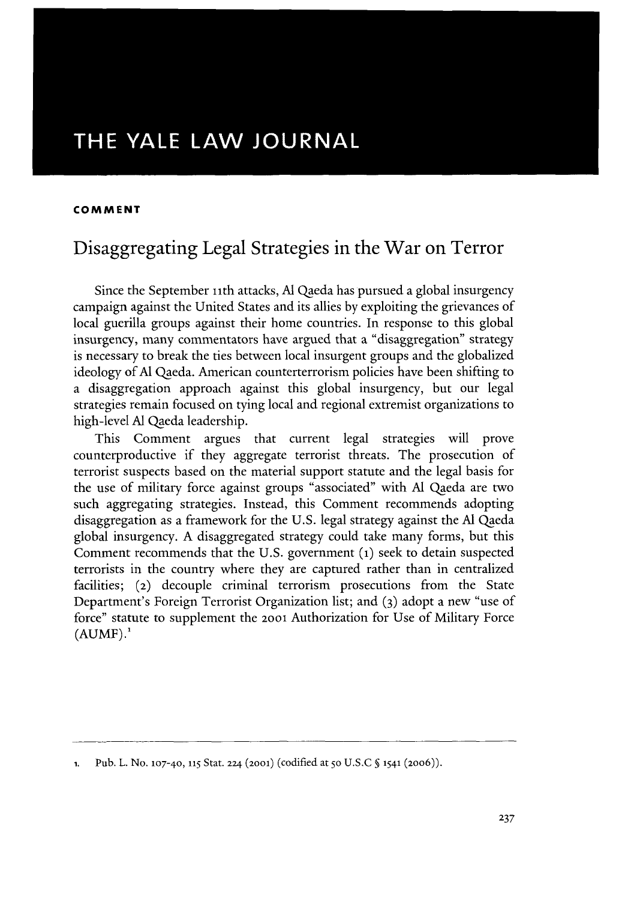# THE YALE LAW JOURNAL

**COMMENT**

## Disaggregating Legal Strategies in the War on Terror

Since the September 11th attacks, Al Qaeda has pursued a global insurgency campaign against the United States and its allies by exploiting the grievances of local guerilla groups against their home countries. In response to this global insurgency, many commentators have argued that a "disaggregation" strategy is necessary to break the ties between local insurgent groups and the globalized ideology of Al Qaeda. American counterterrorism policies have been shifting to a disaggregation approach against this global insurgency, but our legal strategies remain focused on tying local and regional extremist organizations to high-level Al Qaeda leadership.

This Comment argues that current legal strategies will prove counterproductive if they aggregate terrorist threats. The prosecution of terrorist suspects based on the material support statute and the legal basis for the use of military force against groups "associated" with Al Qaeda are two such aggregating strategies. Instead, this Comment recommends adopting disaggregation as a framework for the U.S. legal strategy against the Al Qaeda global insurgency. A disaggregated strategy could take many forms, but this Comment recommends that the U.S. government (1) seek to detain suspected terrorists in the country where they are captured rather than in centralized facilities; (2) decouple criminal terrorism prosecutions from the State Department's Foreign Terrorist Organization list; and (3) adopt a new "use of force" statute to supplement the 2001 Authorization for Use of Military Force (AUMF).[1]

---

1. Pub. L. No. 107-40, 115 Stat. 224 (2001) (codified at 50 U.S.C § 1541 (2006)).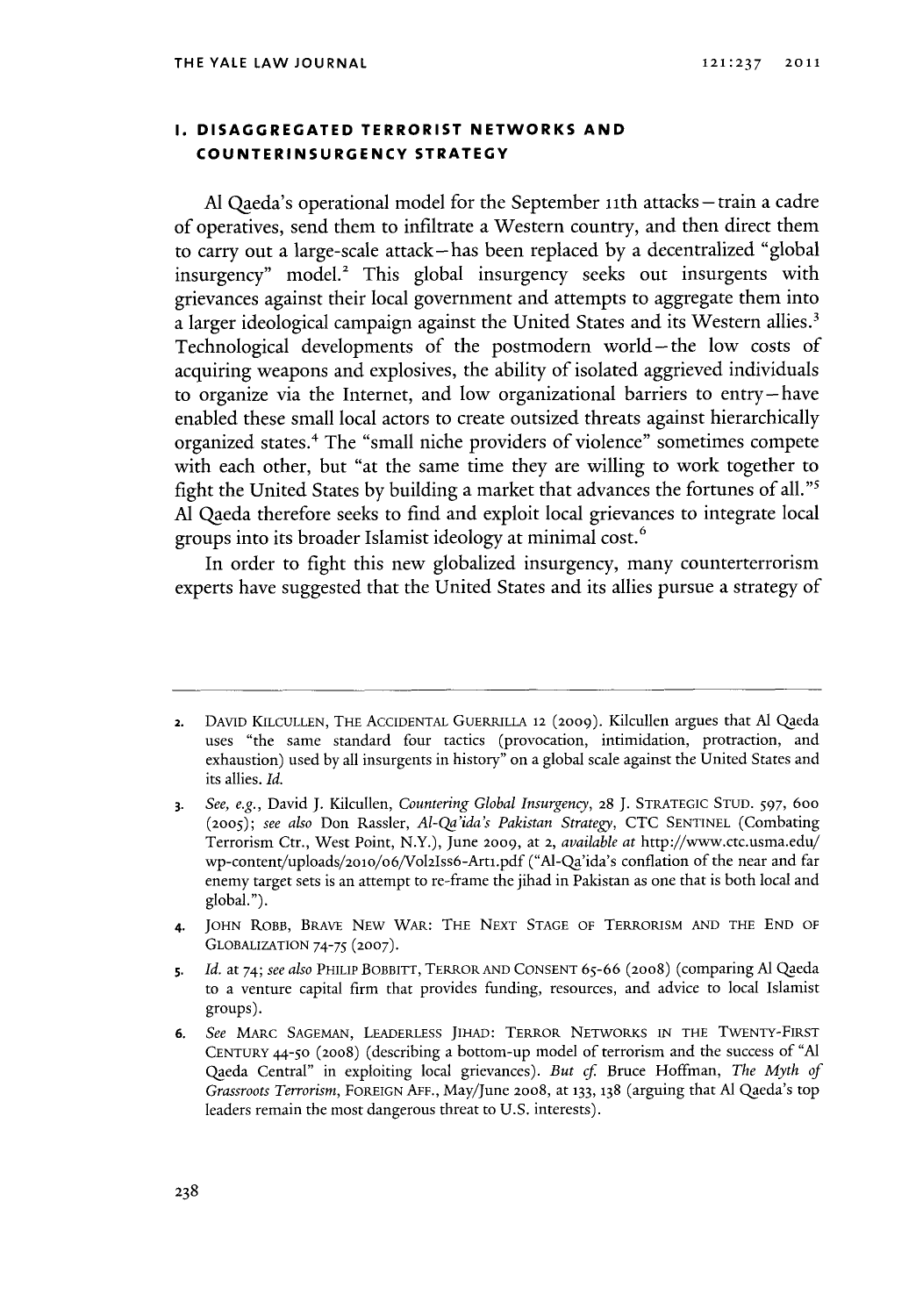## I. DISAGGREGATED TERRORIST NETWORKS AND COUNTERINSURGENCY STRATEGY

Al Qaeda's operational model for the September 11th attacks—train a cadre of operatives, send them to infiltrate a Western country, and then direct them to carry out a large-scale attack—has been replaced by a decentralized "global insurgency" model.[2] This global insurgency seeks out insurgents with grievances against their local government and attempts to aggregate them into a larger ideological campaign against the United States and its Western allies.[3] Technological developments of the postmodern world—the low costs of acquiring weapons and explosives, the ability of isolated aggrieved individuals to organize via the Internet, and low organizational barriers to entry—have enabled these small local actors to create outsized threats against hierarchically organized states.[4] The "small niche providers of violence" sometimes compete with each other, but "at the same time they are willing to work together to fight the United States by building a market that advances the fortunes of all."[5] Al Qaeda therefore seeks to find and exploit local grievances to integrate local groups into its broader Islamist ideology at minimal cost.[6]

In order to fight this new globalized insurgency, many counterterrorism experts have suggested that the United States and its allies pursue a strategy of

---

2. DAVID KILCULLEN, THE ACCIDENTAL GUERRILLA 12 (2009). Kilcullen argues that Al Qaeda uses "the same standard four tactics (provocation, intimidation, protraction, and exhaustion) used by all insurgents in history" on a global scale against the United States and its allies. *Id.*

3. *See, e.g.*, David J. Kilcullen, *Countering Global Insurgency*, 28 J. STRATEGIC STUD. 597, 600 (2005); *see also* Don Rassler, *Al-Qa'ida's Pakistan Strategy*, CTC SENTINEL (Combating Terrorism Ctr., West Point, N.Y.), June 2009, at 2, *available at* http://www.ctc.usma.edu/wp-content/uploads/2010/06/Vol2Iss6-Art1.pdf ("Al-Qa'ida's conflation of the near and far enemy target sets is an attempt to re-frame the jihad in Pakistan as one that is both local and global.").

4. JOHN ROBB, BRAVE NEW WAR: THE NEXT STAGE OF TERRORISM AND THE END OF GLOBALIZATION 74-75 (2007).

5. *Id.* at 74; *see also* PHILIP BOBBITT, TERROR AND CONSENT 65-66 (2008) (comparing Al Qaeda to a venture capital firm that provides funding, resources, and advice to local Islamist groups).

6. *See* MARC SAGEMAN, LEADERLESS JIHAD: TERROR NETWORKS IN THE TWENTY-FIRST CENTURY 44-50 (2008) (describing a bottom-up model of terrorism and the success of "Al Qaeda Central" in exploiting local grievances). *But cf.* Bruce Hoffman, *The Myth of Grassroots Terrorism*, FOREIGN AFF., May/June 2008, at 133, 138 (arguing that Al Qaeda's top leaders remain the most dangerous threat to U.S. interests).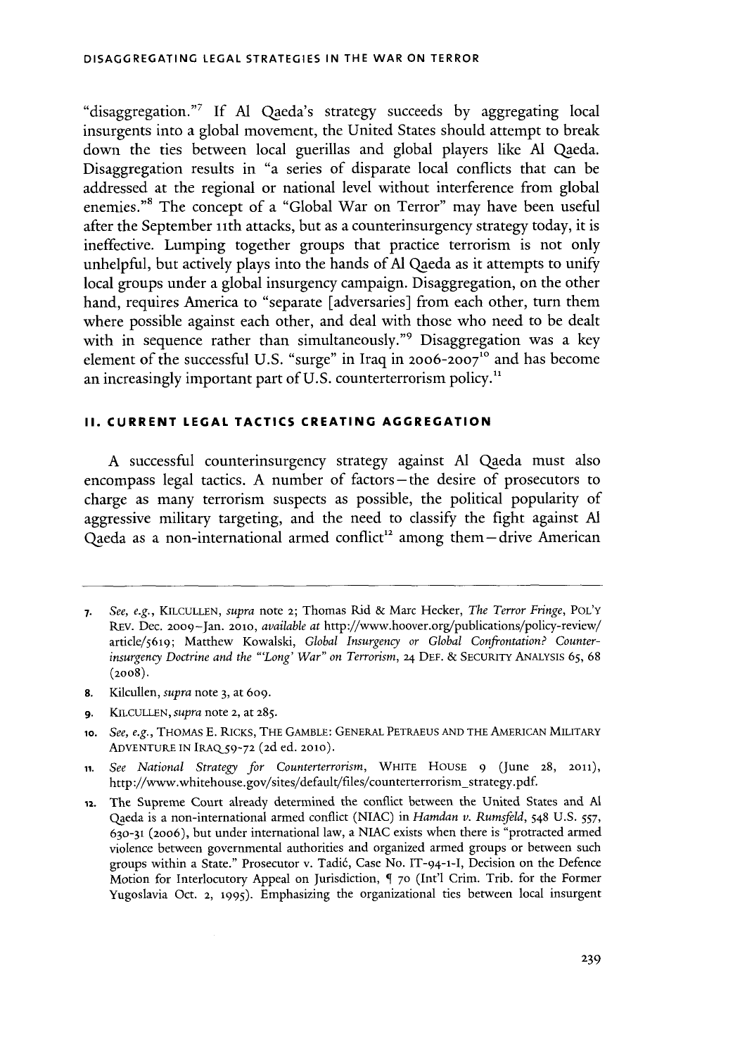"disaggregation."[7] If Al Qaeda's strategy succeeds by aggregating local insurgents into a global movement, the United States should attempt to break down the ties between local guerillas and global players like Al Qaeda. Disaggregation results in "a series of disparate local conflicts that can be addressed at the regional or national level without interference from global enemies."[8] The concept of a "Global War on Terror" may have been useful after the September 11th attacks, but as a counterinsurgency strategy today, it is ineffective. Lumping together groups that practice terrorism is not only unhelpful, but actively plays into the hands of Al Qaeda as it attempts to unify local groups under a global insurgency campaign. Disaggregation, on the other hand, requires America to "separate [adversaries] from each other, turn them where possible against each other, and deal with those who need to be dealt with in sequence rather than simultaneously."[9] Disaggregation was a key element of the successful U.S. "surge" in Iraq in 2006-2007[10] and has become an increasingly important part of U.S. counterterrorism policy.[11]

## II. CURRENT LEGAL TACTICS CREATING AGGREGATION

A successful counterinsurgency strategy against Al Qaeda must also encompass legal tactics. A number of factors—the desire of prosecutors to charge as many terrorism suspects as possible, the political popularity of aggressive military targeting, and the need to classify the fight against Al Qaeda as a non-international armed conflict[12] among them—drive American

---

7. *See, e.g.*, KILCULLEN, *supra* note 2; Thomas Rid & Marc Hecker, *The Terror Fringe*, POL'Y REV. Dec. 2009–Jan. 2010, *available at* http://www.hoover.org/publications/policy-review/article/5619; Matthew Kowalski, *Global Insurgency or Global Confrontation? Counterinsurgency Doctrine and the "'Long' War" on Terrorism*, 24 DEF. & SECURITY ANALYSIS 65, 68 (2008).

8. Kilcullen, *supra* note 3, at 609.

9. KILCULLEN, *supra* note 2, at 285.

10. *See, e.g.*, THOMAS E. RICKS, THE GAMBLE: GENERAL PETRAEUS AND THE AMERICAN MILITARY ADVENTURE IN IRAQ 59-72 (2d ed. 2010).

11. *See National Strategy for Counterterrorism*, WHITE HOUSE 9 (June 28, 2011), http://www.whitehouse.gov/sites/default/files/counterterrorism_strategy.pdf.

12. The Supreme Court already determined the conflict between the United States and Al Qaeda is a non-international armed conflict (NIAC) in *Hamdan v. Rumsfeld*, 548 U.S. 557, 630-31 (2006), but under international law, a NIAC exists when there is "protracted armed violence between governmental authorities and organized armed groups or between such groups within a State." Prosecutor v. Tadić, Case No. IT-94-1-I, Decision on the Defence Motion for Interlocutory Appeal on Jurisdiction, ¶ 70 (Int'l Crim. Trib. for the Former Yugoslavia Oct. 2, 1995). Emphasizing the organizational ties between local insurgent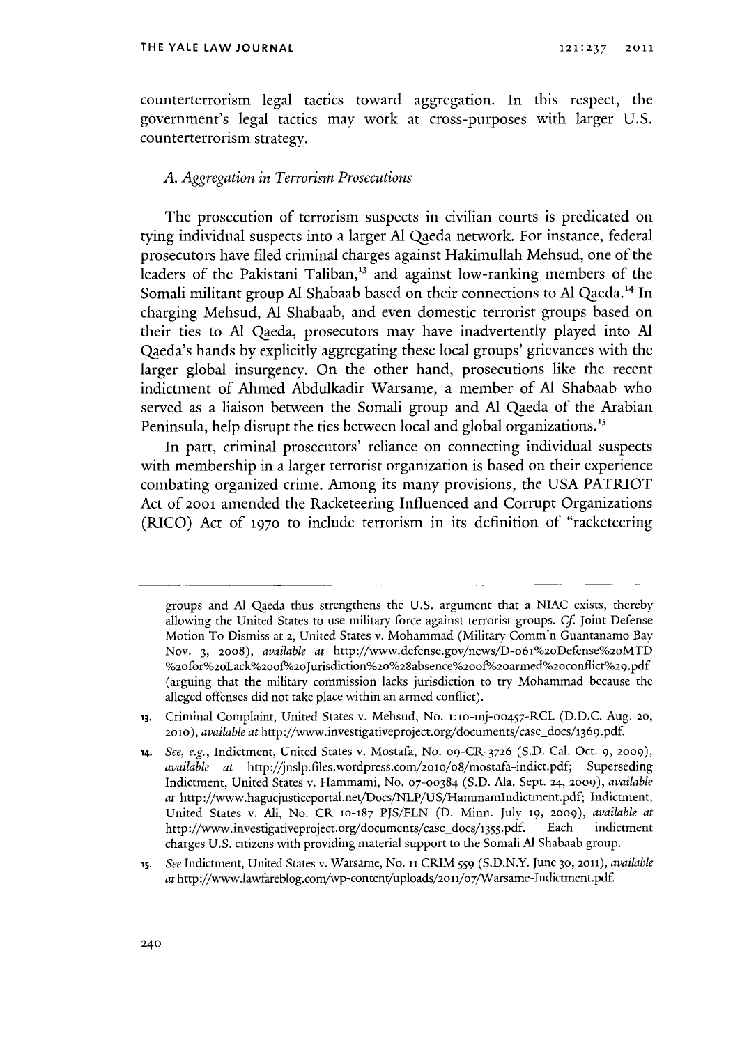counterterrorism legal tactics toward aggregation. In this respect, the government's legal tactics may work at cross-purposes with larger U.S. counterterrorism strategy.

### *A. Aggregation in Terrorism Prosecutions*

The prosecution of terrorism suspects in civilian courts is predicated on tying individual suspects into a larger Al Qaeda network. For instance, federal prosecutors have filed criminal charges against Hakimullah Mehsud, one of the leaders of the Pakistani Taliban,[13] and against low-ranking members of the Somali militant group Al Shabaab based on their connections to Al Qaeda.[14] In charging Mehsud, Al Shabaab, and even domestic terrorist groups based on their ties to Al Qaeda, prosecutors may have inadvertently played into Al Qaeda's hands by explicitly aggregating these local groups' grievances with the larger global insurgency. On the other hand, prosecutions like the recent indictment of Ahmed Abdulkadir Warsame, a member of Al Shabaab who served as a liaison between the Somali group and Al Qaeda of the Arabian Peninsula, help disrupt the ties between local and global organizations.[15]

In part, criminal prosecutors' reliance on connecting individual suspects with membership in a larger terrorist organization is based on their experience combating organized crime. Among its many provisions, the USA PATRIOT Act of 2001 amended the Racketeering Influenced and Corrupt Organizations (RICO) Act of 1970 to include terrorism in its definition of "racketeering

---

groups and Al Qaeda thus strengthens the U.S. argument that a NIAC exists, thereby allowing the United States to use military force against terrorist groups. *Cf.* Joint Defense Motion To Dismiss at 2, United States v. Mohammad (Military Comm'n Guantanamo Bay Nov. 3, 2008), *available at* http://www.defense.gov/news/D-061%20Defense%20MTD%20for%20Lack%20of%20Jurisdiction%20%28absence%20of%20armed%20conflict%29.pdf (arguing that the military commission lacks jurisdiction to try Mohammad because the alleged offenses did not take place within an armed conflict).

13. Criminal Complaint, United States v. Mehsud, No. 1:10-mj-00457-RCL (D.D.C. Aug. 20, 2010), *available at* http://www.investigativeproject.org/documents/case_docs/1369.pdf.

14. *See, e.g.*, Indictment, United States v. Mostafa, No. 09-CR-3726 (S.D. Cal. Oct. 9, 2009), *available at* http://jnslp.files.wordpress.com/2010/08/mostafa-indict.pdf; Superseding Indictment, United States v. Hammami, No. 07-00384 (S.D. Ala. Sept. 24, 2009), *available at* http://www.haguejusticeportal.net/Docs/NLP/US/HammamIndictment.pdf; Indictment, United States v. Ali, No. CR 10-187 PJS/FLN (D. Minn. July 19, 2009), *available at* http://www.investigativeproject.org/documents/case_docs/1355.pdf. Each indictment charges U.S. citizens with providing material support to the Somali Al Shabaab group.

15. *See* Indictment, United States v. Warsame, No. 11 CRIM 559 (S.D.N.Y. June 30, 2011), *available at* http://www.lawfareblog.com/wp-content/uploads/2011/07/Warsame-Indictment.pdf.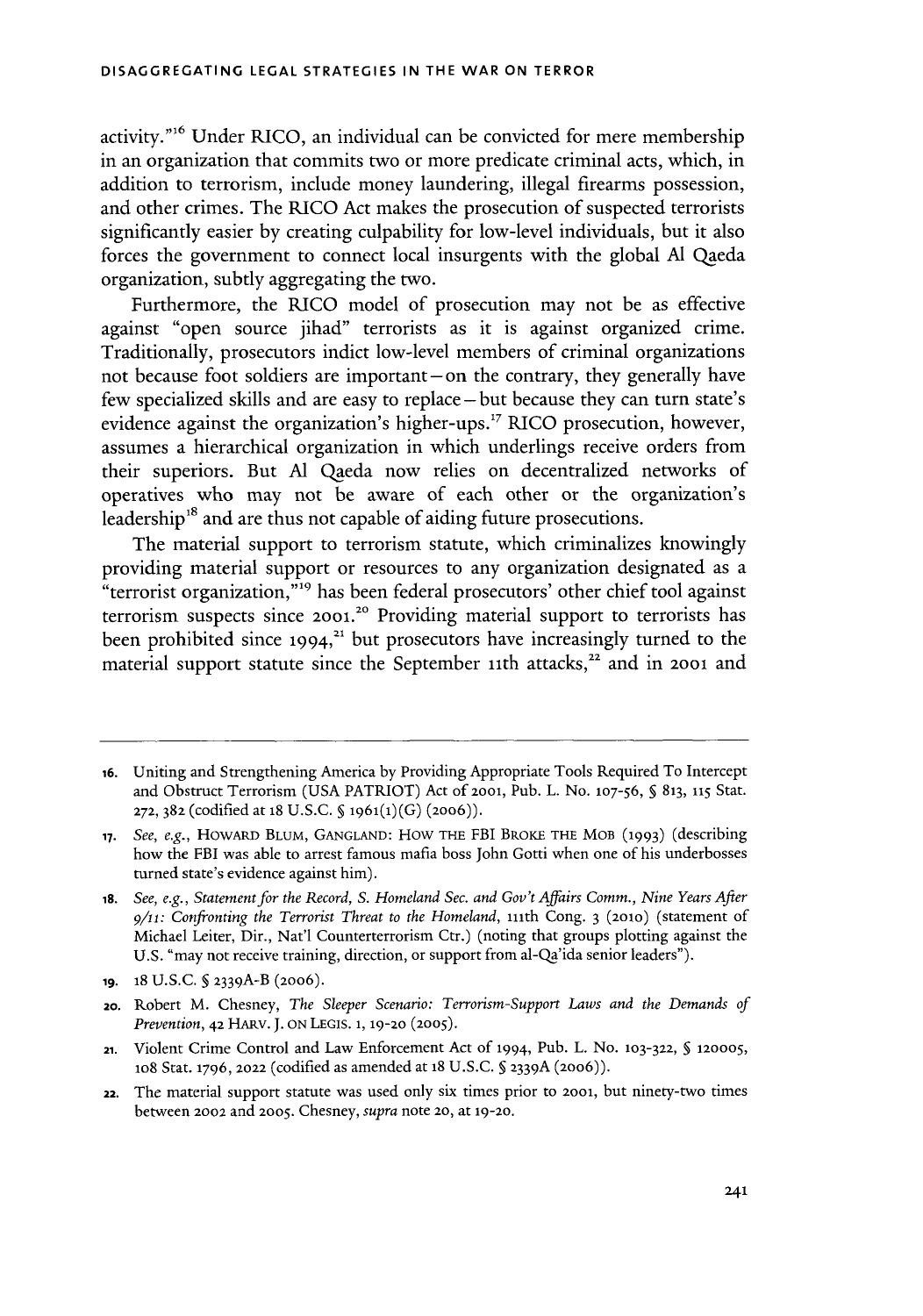activity."[16] Under RICO, an individual can be convicted for mere membership in an organization that commits two or more predicate criminal acts, which, in addition to terrorism, include money laundering, illegal firearms possession, and other crimes. The RICO Act makes the prosecution of suspected terrorists significantly easier by creating culpability for low-level individuals, but it also forces the government to connect local insurgents with the global Al Qaeda organization, subtly aggregating the two.

Furthermore, the RICO model of prosecution may not be as effective against "open source jihad" terrorists as it is against organized crime. Traditionally, prosecutors indict low-level members of criminal organizations not because foot soldiers are important—on the contrary, they generally have few specialized skills and are easy to replace—but because they can turn state's evidence against the organization's higher-ups.[17] RICO prosecution, however, assumes a hierarchical organization in which underlings receive orders from their superiors. But Al Qaeda now relies on decentralized networks of operatives who may not be aware of each other or the organization's leadership[18] and are thus not capable of aiding future prosecutions.

The material support to terrorism statute, which criminalizes knowingly providing material support or resources to any organization designated as a "terrorist organization,"[19] has been federal prosecutors' other chief tool against terrorism suspects since 2001.[20] Providing material support to terrorists has been prohibited since 1994,[21] but prosecutors have increasingly turned to the material support statute since the September 11th attacks,[22] and in 2001 and

---

16. Uniting and Strengthening America by Providing Appropriate Tools Required To Intercept and Obstruct Terrorism (USA PATRIOT) Act of 2001, Pub. L. No. 107-56, § 813, 115 Stat. 272, 382 (codified at 18 U.S.C. § 1961(1)(G) (2006)).

17. *See, e.g.*, HOWARD BLUM, GANGLAND: HOW THE FBI BROKE THE MOB (1993) (describing how the FBI was able to arrest famous mafia boss John Gotti when one of his underbosses turned state's evidence against him).

18. *See, e.g.*, *Statement for the Record, S. Homeland Sec. and Gov't Affairs Comm., Nine Years After 9/11: Confronting the Terrorist Threat to the Homeland*, 111th Cong. 3 (2010) (statement of Michael Leiter, Dir., Nat'l Counterterrorism Ctr.) (noting that groups plotting against the U.S. "may not receive training, direction, or support from al-Qa'ida senior leaders").

19. 18 U.S.C. § 2339A-B (2006).

20. Robert M. Chesney, *The Sleeper Scenario: Terrorism-Support Laws and the Demands of Prevention*, 42 HARV. J. ON LEGIS. 1, 19-20 (2005).

21. Violent Crime Control and Law Enforcement Act of 1994, Pub. L. No. 103-322, § 120005, 108 Stat. 1796, 2022 (codified as amended at 18 U.S.C. § 2339A (2006)).

22. The material support statute was used only six times prior to 2001, but ninety-two times between 2002 and 2005. Chesney, *supra* note 20, at 19-20.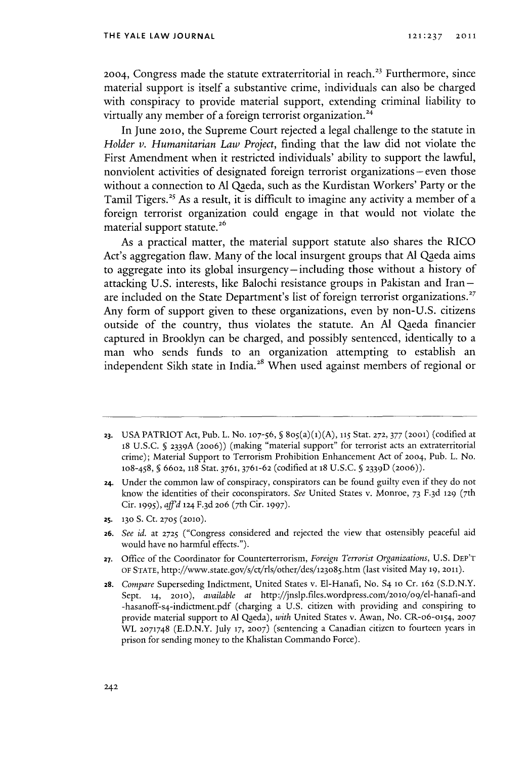2004, Congress made the statute extraterritorial in reach.[23] Furthermore, since material support is itself a substantive crime, individuals can also be charged with conspiracy to provide material support, extending criminal liability to virtually any member of a foreign terrorist organization.[24]

In June 2010, the Supreme Court rejected a legal challenge to the statute in *Holder v. Humanitarian Law Project*, finding that the law did not violate the First Amendment when it restricted individuals' ability to support the lawful, nonviolent activities of designated foreign terrorist organizations—even those without a connection to Al Qaeda, such as the Kurdistan Workers' Party or the Tamil Tigers.[25] As a result, it is difficult to imagine any activity a member of a foreign terrorist organization could engage in that would not violate the material support statute.[26]

As a practical matter, the material support statute also shares the RICO Act's aggregation flaw. Many of the local insurgent groups that Al Qaeda aims to aggregate into its global insurgency—including those without a history of attacking U.S. interests, like Balochi resistance groups in Pakistan and Iran—are included on the State Department's list of foreign terrorist organizations.[27] Any form of support given to these organizations, even by non-U.S. citizens outside of the country, thus violates the statute. An Al Qaeda financier captured in Brooklyn can be charged, and possibly sentenced, identically to a man who sends funds to an organization attempting to establish an independent Sikh state in India.[28] When used against members of regional or

---

23. USA PATRIOT Act, Pub. L. No. 107-56, § 805(a)(1)(A), 115 Stat. 272, 377 (2001) (codified at 18 U.S.C. § 2339A (2006)) (making "material support" for terrorist acts an extraterritorial crime); Material Support to Terrorism Prohibition Enhancement Act of 2004, Pub. L. No. 108-458, § 6602, 118 Stat. 3761, 3761-62 (codified at 18 U.S.C. § 2339D (2006)).

24. Under the common law of conspiracy, conspirators can be found guilty even if they do not know the identities of their coconspirators. *See* United States v. Monroe, 73 F.3d 129 (7th Cir. 1995), *aff'd* 124 F.3d 206 (7th Cir. 1997).

25. 130 S. Ct. 2705 (2010).

26. *See id.* at 2725 ("Congress considered and rejected the view that ostensibly peaceful aid would have no harmful effects.").

27. Office of the Coordinator for Counterterrorism, *Foreign Terrorist Organizations*, U.S. DEP'T OF STATE, http://www.state.gov/s/ct/rls/other/des/123085.htm (last visited May 19, 2011).

28. *Compare* Superseding Indictment, United States v. El-Hanafi, No. S4 10 Cr. 162 (S.D.N.Y. Sept. 14, 2010), *available at* http://jnslp.files.wordpress.com/2010/09/el-hanafi-and-hasanoff-s4-indictment.pdf (charging a U.S. citizen with providing and conspiring to provide material support to Al Qaeda), *with* United States v. Awan, No. CR-06-0154, 2007 WL 2071748 (E.D.N.Y. July 17, 2007) (sentencing a Canadian citizen to fourteen years in prison for sending money to the Khalistan Commando Force).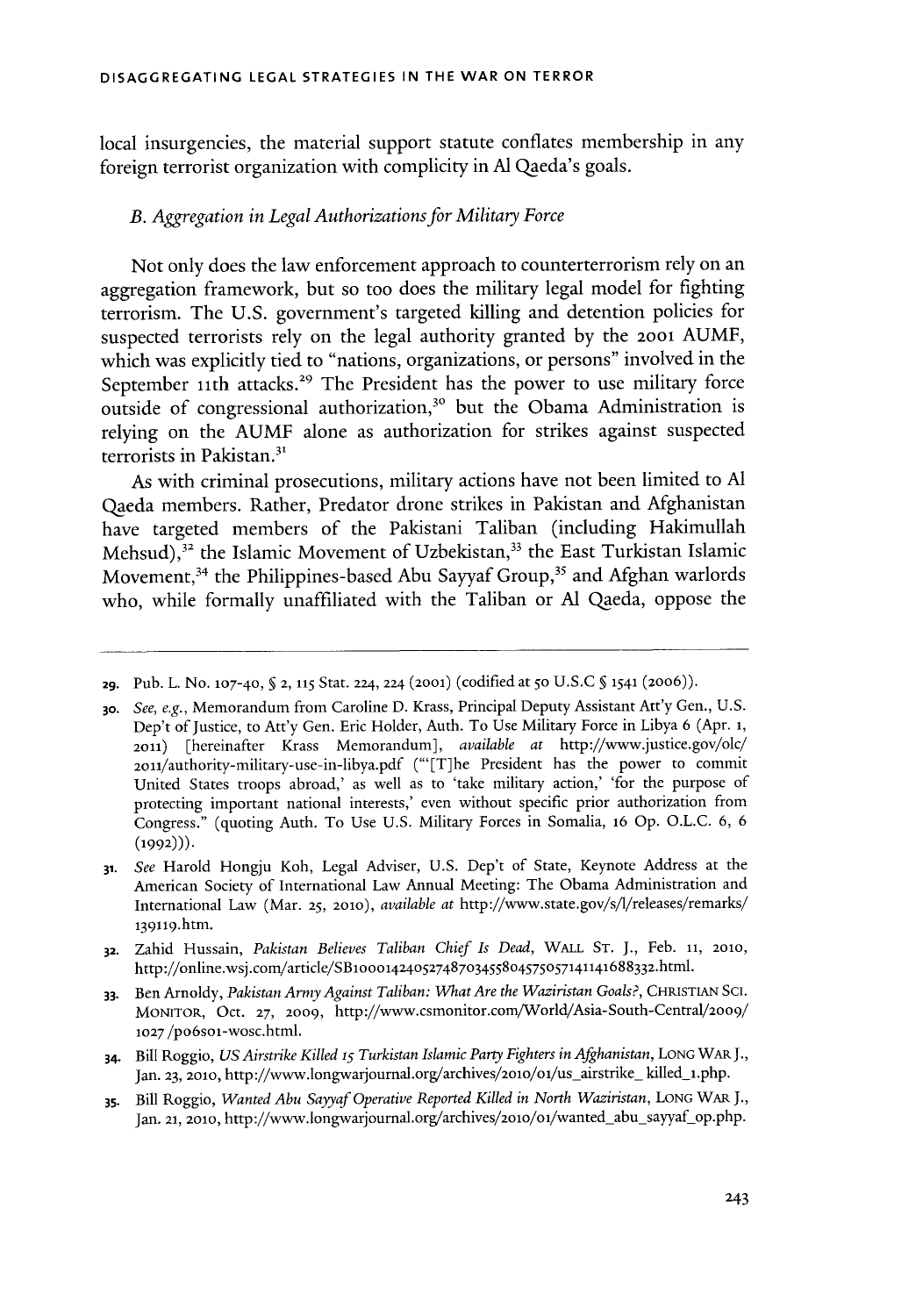local insurgencies, the material support statute conflates membership in any foreign terrorist organization with complicity in Al Qaeda's goals.

### *B. Aggregation in Legal Authorizations for Military Force*

Not only does the law enforcement approach to counterterrorism rely on an aggregation framework, but so too does the military legal model for fighting terrorism. The U.S. government's targeted killing and detention policies for suspected terrorists rely on the legal authority granted by the 2001 AUMF, which was explicitly tied to "nations, organizations, or persons" involved in the September 11th attacks.[29] The President has the power to use military force outside of congressional authorization,[30] but the Obama Administration is relying on the AUMF alone as authorization for strikes against suspected terrorists in Pakistan.[31]

As with criminal prosecutions, military actions have not been limited to Al Qaeda members. Rather, Predator drone strikes in Pakistan and Afghanistan have targeted members of the Pakistani Taliban (including Hakimullah Mehsud),[32] the Islamic Movement of Uzbekistan,[33] the East Turkistan Islamic Movement,[34] the Philippines-based Abu Sayyaf Group,[35] and Afghan warlords who, while formally unaffiliated with the Taliban or Al Qaeda, oppose the

---

29. Pub. L. No. 107-40, § 2, 115 Stat. 224, 224 (2001) (codified at 50 U.S.C § 1541 (2006)).

30. *See, e.g.*, Memorandum from Caroline D. Krass, Principal Deputy Assistant Att'y Gen., U.S. Dep't of Justice, to Att'y Gen. Eric Holder, Auth. To Use Military Force in Libya 6 (Apr. 1, 2011) [hereinafter Krass Memorandum], *available at* http://www.justice.gov/olc/2011/authority-military-use-in-libya.pdf ("'[T]he President has the power to commit United States troops abroad,' as well as to 'take military action,' 'for the purpose of protecting important national interests,' even without specific prior authorization from Congress." (quoting Auth. To Use U.S. Military Forces in Somalia, 16 Op. O.L.C. 6, 6 (1992))).

31. *See* Harold Hongju Koh, Legal Adviser, U.S. Dep't of State, Keynote Address at the American Society of International Law Annual Meeting: The Obama Administration and International Law (Mar. 25, 2010), *available at* http://www.state.gov/s/l/releases/remarks/139119.htm.

32. Zahid Hussain, *Pakistan Believes Taliban Chief Is Dead*, WALL ST. J., Feb. 11, 2010, http://online.wsj.com/article/SB10001424052748703455804575057141141688332.html.

33. Ben Arnoldy, *Pakistan Army Against Taliban: What Are the Waziristan Goals?*, CHRISTIAN SCI. MONITOR, Oct. 27, 2009, http://www.csmonitor.com/World/Asia-South-Central/2009/1027 /p06s01-wosc.html.

34. Bill Roggio, *US Airstrike Killed 15 Turkistan Islamic Party Fighters in Afghanistan*, LONG WAR J., Jan. 23, 2010, http://www.longwarjournal.org/archives/2010/01/us_airstrike_ killed_1.php.

35. Bill Roggio, *Wanted Abu Sayyaf Operative Reported Killed in North Waziristan*, LONG WAR J., Jan. 21, 2010, http://www.longwarjournal.org/archives/2010/01/wanted_abu_sayyaf_op.php.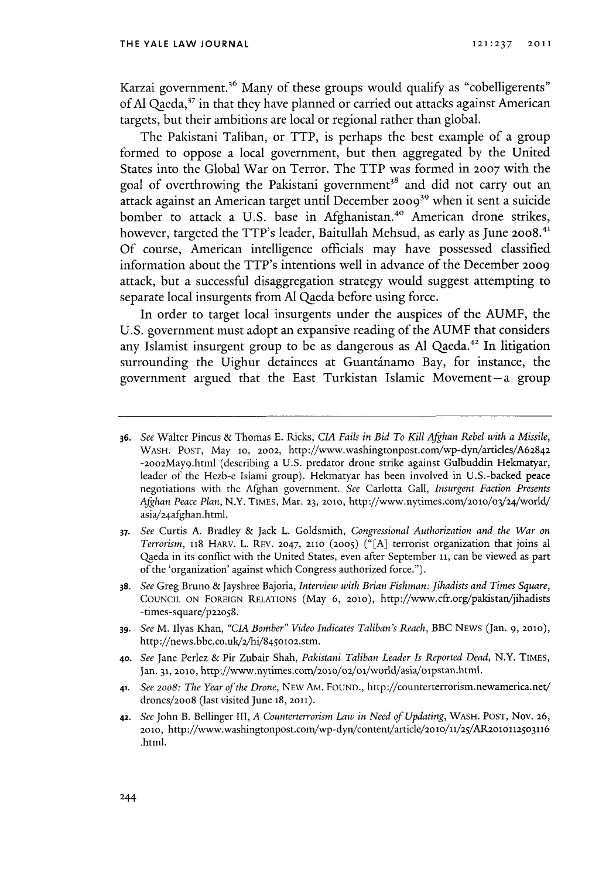Karzai government.[36] Many of these groups would qualify as "cobelligerents" of Al Qaeda,[37] in that they have planned or carried out attacks against American targets, but their ambitions are local or regional rather than global.

The Pakistani Taliban, or TTP, is perhaps the best example of a group formed to oppose a local government, but then aggregated by the United States into the Global War on Terror. The TTP was formed in 2007 with the goal of overthrowing the Pakistani government[38] and did not carry out an attack against an American target until December 2009[39] when it sent a suicide bomber to attack a U.S. base in Afghanistan.[40] American drone strikes, however, targeted the TTP's leader, Baitullah Mehsud, as early as June 2008.[41] Of course, American intelligence officials may have possessed classified information about the TTP's intentions well in advance of the December 2009 attack, but a successful disaggregation strategy would suggest attempting to separate local insurgents from Al Qaeda before using force.

In order to target local insurgents under the auspices of the AUMF, the U.S. government must adopt an expansive reading of the AUMF that considers any Islamist insurgent group to be as dangerous as Al Qaeda.[42] In litigation surrounding the Uighur detainees at Guantánamo Bay, for instance, the government argued that the East Turkistan Islamic Movement—a group

---

36. *See* Walter Pincus & Thomas E. Ricks, *CIA Fails in Bid To Kill Afghan Rebel with a Missile*, WASH. POST, May 10, 2002, http://www.washingtonpost.com/wp-dyn/articles/A62842-2002May9.html (describing a U.S. predator drone strike against Gulbuddin Hekmatyar, leader of the Hezb-e Islami group). Hekmatyar has been involved in U.S.-backed peace negotiations with the Afghan government. *See* Carlotta Gall, *Insurgent Faction Presents Afghan Peace Plan*, N.Y. TIMES, Mar. 23, 2010, http://www.nytimes.com/2010/03/24/world/asia/24afghan.html.

37. *See* Curtis A. Bradley & Jack L. Goldsmith, *Congressional Authorization and the War on Terrorism*, 118 HARV. L. REV. 2047, 2110 (2005) ("[A] terrorist organization that joins al Qaeda in its conflict with the United States, even after September 11, can be viewed as part of the 'organization' against which Congress authorized force.").

38. *See* Greg Bruno & Jayshree Bajoria, *Interview with Brian Fishman: Jihadists and Times Square*, COUNCIL ON FOREIGN RELATIONS (May 6, 2010), http://www.cfr.org/pakistan/jihadists-times-square/p22058.

39. *See* M. Ilyas Khan, *"CIA Bomber" Video Indicates Taliban's Reach*, BBC NEWS (Jan. 9, 2010), http://news.bbc.co.uk/2/hi/8450102.stm.

40. *See* Jane Perlez & Pir Zubair Shah, *Pakistani Taliban Leader Is Reported Dead*, N.Y. TIMES, Jan. 31, 2010, http://www.nytimes.com/2010/02/01/world/asia/01pstan.html.

41. *See 2008: The Year of the Drone*, NEW AM. FOUND., http://counterterrorism.newamerica.net/drones/2008 (last visited June 18, 2011).

42. *See* John B. Bellinger III, *A Counterterrorism Law in Need of Updating*, WASH. POST, Nov. 26, 2010, http://www.washingtonpost.com/wp-dyn/content/article/2010/11/25/AR2010112503116.html.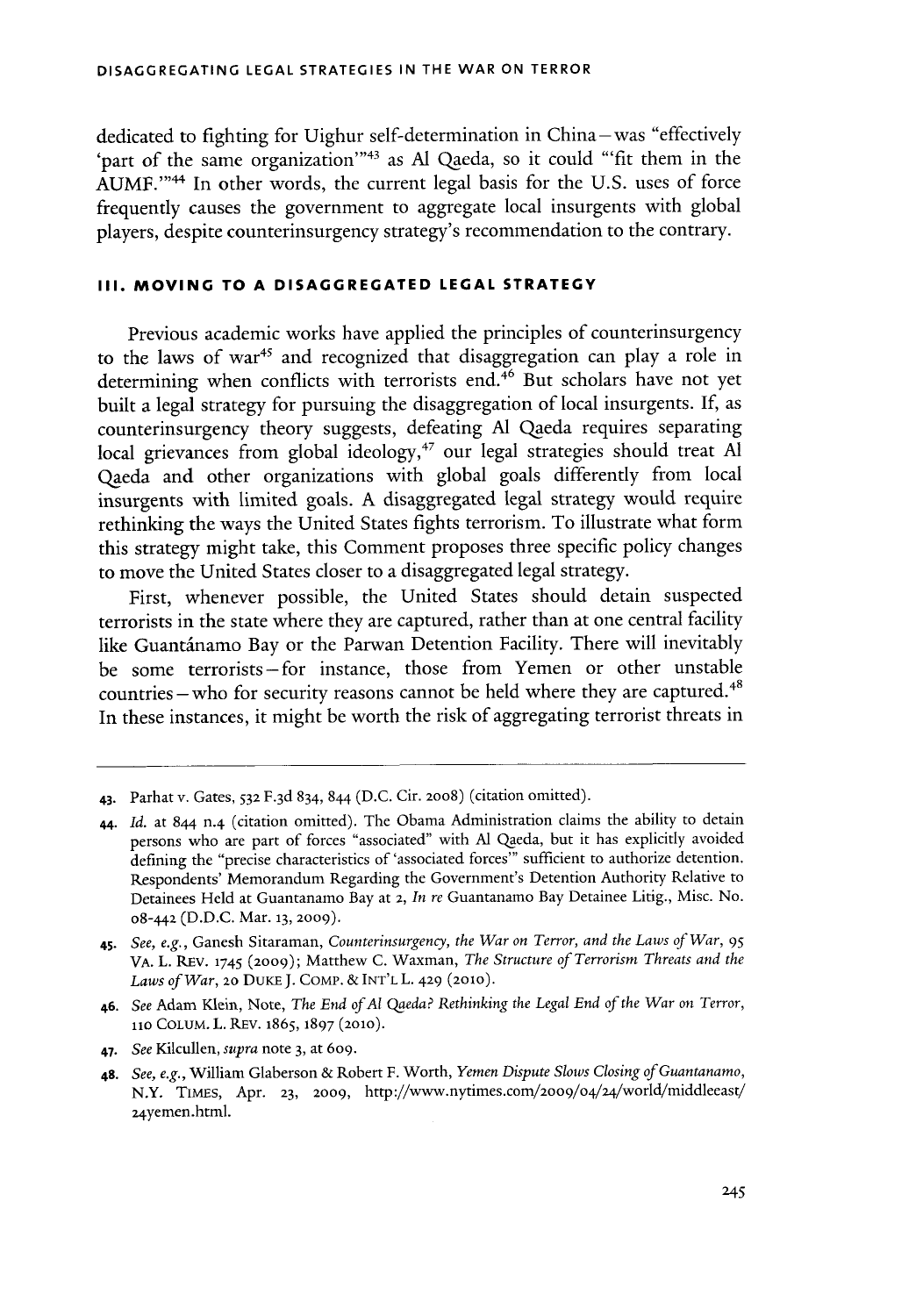dedicated to fighting for Uighur self-determination in China—was "effectively 'part of the same organization'"[43] as Al Qaeda, so it could "'fit them in the AUMF.'"[44] In other words, the current legal basis for the U.S. uses of force frequently causes the government to aggregate local insurgents with global players, despite counterinsurgency strategy's recommendation to the contrary.

### III. MOVING TO A DISAGGREGATED LEGAL STRATEGY

Previous academic works have applied the principles of counterinsurgency to the laws of war[45] and recognized that disaggregation can play a role in determining when conflicts with terrorists end.[46] But scholars have not yet built a legal strategy for pursuing the disaggregation of local insurgents. If, as counterinsurgency theory suggests, defeating Al Qaeda requires separating local grievances from global ideology,[47] our legal strategies should treat Al Qaeda and other organizations with global goals differently from local insurgents with limited goals. A disaggregated legal strategy would require rethinking the ways the United States fights terrorism. To illustrate what form this strategy might take, this Comment proposes three specific policy changes to move the United States closer to a disaggregated legal strategy.

First, whenever possible, the United States should detain suspected terrorists in the state where they are captured, rather than at one central facility like Guantánamo Bay or the Parwan Detention Facility. There will inevitably be some terrorists—for instance, those from Yemen or other unstable countries—who for security reasons cannot be held where they are captured.[48] In these instances, it might be worth the risk of aggregating terrorist threats in

---

43. Parhat v. Gates, 532 F.3d 834, 844 (D.C. Cir. 2008) (citation omitted).

44. *Id.* at 844 n.4 (citation omitted). The Obama Administration claims the ability to detain persons who are part of forces "associated" with Al Qaeda, but it has explicitly avoided defining the "precise characteristics of 'associated forces'" sufficient to authorize detention. Respondents' Memorandum Regarding the Government's Detention Authority Relative to Detainees Held at Guantanamo Bay at 2, *In re* Guantanamo Bay Detainee Litig., Misc. No. 08-442 (D.D.C. Mar. 13, 2009).

45. *See, e.g.*, Ganesh Sitaraman, *Counterinsurgency, the War on Terror, and the Laws of War*, 95 VA. L. REV. 1745 (2009); Matthew C. Waxman, *The Structure of Terrorism Threats and the Laws of War*, 20 DUKE J. COMP. & INT'L L. 429 (2010).

46. *See* Adam Klein, Note, *The End of Al Qaeda? Rethinking the Legal End of the War on Terror*, 110 COLUM. L. REV. 1865, 1897 (2010).

47. *See* Kilcullen, *supra* note 3, at 609.

48. *See, e.g.*, William Glaberson & Robert F. Worth, *Yemen Dispute Slows Closing of Guantanamo*, N.Y. TIMES, Apr. 23, 2009, http://www.nytimes.com/2009/04/24/world/middleeast/24yemen.html.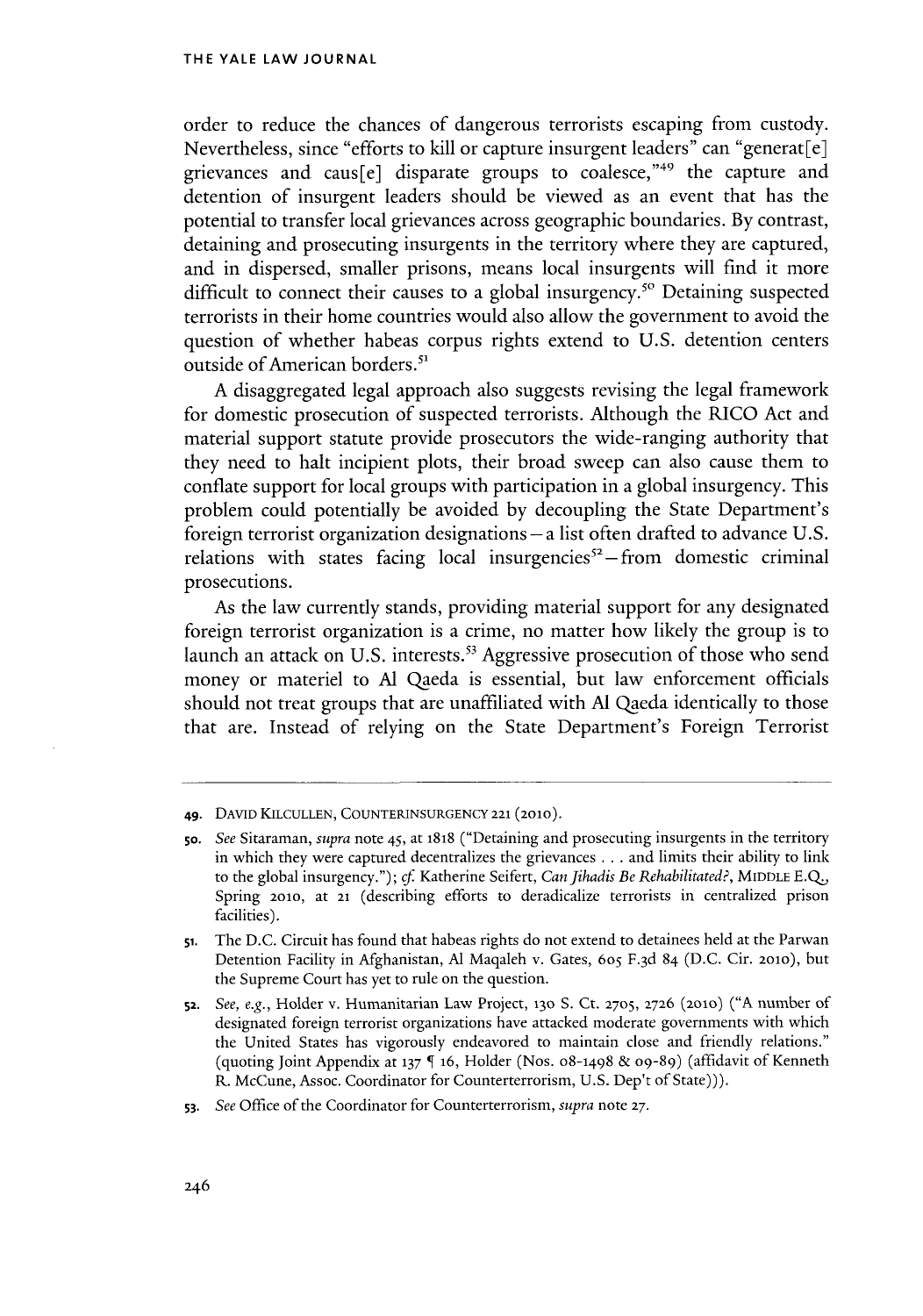order to reduce the chances of dangerous terrorists escaping from custody. Nevertheless, since "efforts to kill or capture insurgent leaders" can "generat[e] grievances and caus[e] disparate groups to coalesce,"[49] the capture and detention of insurgent leaders should be viewed as an event that has the potential to transfer local grievances across geographic boundaries. By contrast, detaining and prosecuting insurgents in the territory where they are captured, and in dispersed, smaller prisons, means local insurgents will find it more difficult to connect their causes to a global insurgency.[50] Detaining suspected terrorists in their home countries would also allow the government to avoid the question of whether habeas corpus rights extend to U.S. detention centers outside of American borders.[51]

A disaggregated legal approach also suggests revising the legal framework for domestic prosecution of suspected terrorists. Although the RICO Act and material support statute provide prosecutors the wide-ranging authority that they need to halt incipient plots, their broad sweep can also cause them to conflate support for local groups with participation in a global insurgency. This problem could potentially be avoided by decoupling the State Department's foreign terrorist organization designations—a list often drafted to advance U.S. relations with states facing local insurgencies[52]—from domestic criminal prosecutions.

As the law currently stands, providing material support for any designated foreign terrorist organization is a crime, no matter how likely the group is to launch an attack on U.S. interests.[53] Aggressive prosecution of those who send money or materiel to Al Qaeda is essential, but law enforcement officials should not treat groups that are unaffiliated with Al Qaeda identically to those that are. Instead of relying on the State Department's Foreign Terrorist

---

49. DAVID KILCULLEN, COUNTERINSURGENCY 221 (2010).

50. *See* Sitaraman, *supra* note 45, at 1818 ("Detaining and prosecuting insurgents in the territory in which they were captured decentralizes the grievances . . . and limits their ability to link to the global insurgency."); *cf.* Katherine Seifert, *Can Jihadis Be Rehabilitated?*, MIDDLE E.Q., Spring 2010, at 21 (describing efforts to deradicalize terrorists in centralized prison facilities).

51. The D.C. Circuit has found that habeas rights do not extend to detainees held at the Parwan Detention Facility in Afghanistan, Al Maqaleh v. Gates, 605 F.3d 84 (D.C. Cir. 2010), but the Supreme Court has yet to rule on the question.

52. *See, e.g.*, Holder v. Humanitarian Law Project, 130 S. Ct. 2705, 2726 (2010) ("A number of designated foreign terrorist organizations have attacked moderate governments with which the United States has vigorously endeavored to maintain close and friendly relations." (quoting Joint Appendix at 137 ¶ 16, Holder (Nos. 08-1498 & 09-89) (affidavit of Kenneth R. McCune, Assoc. Coordinator for Counterterrorism, U.S. Dep't of State))).

53. *See* Office of the Coordinator for Counterterrorism, *supra* note 27.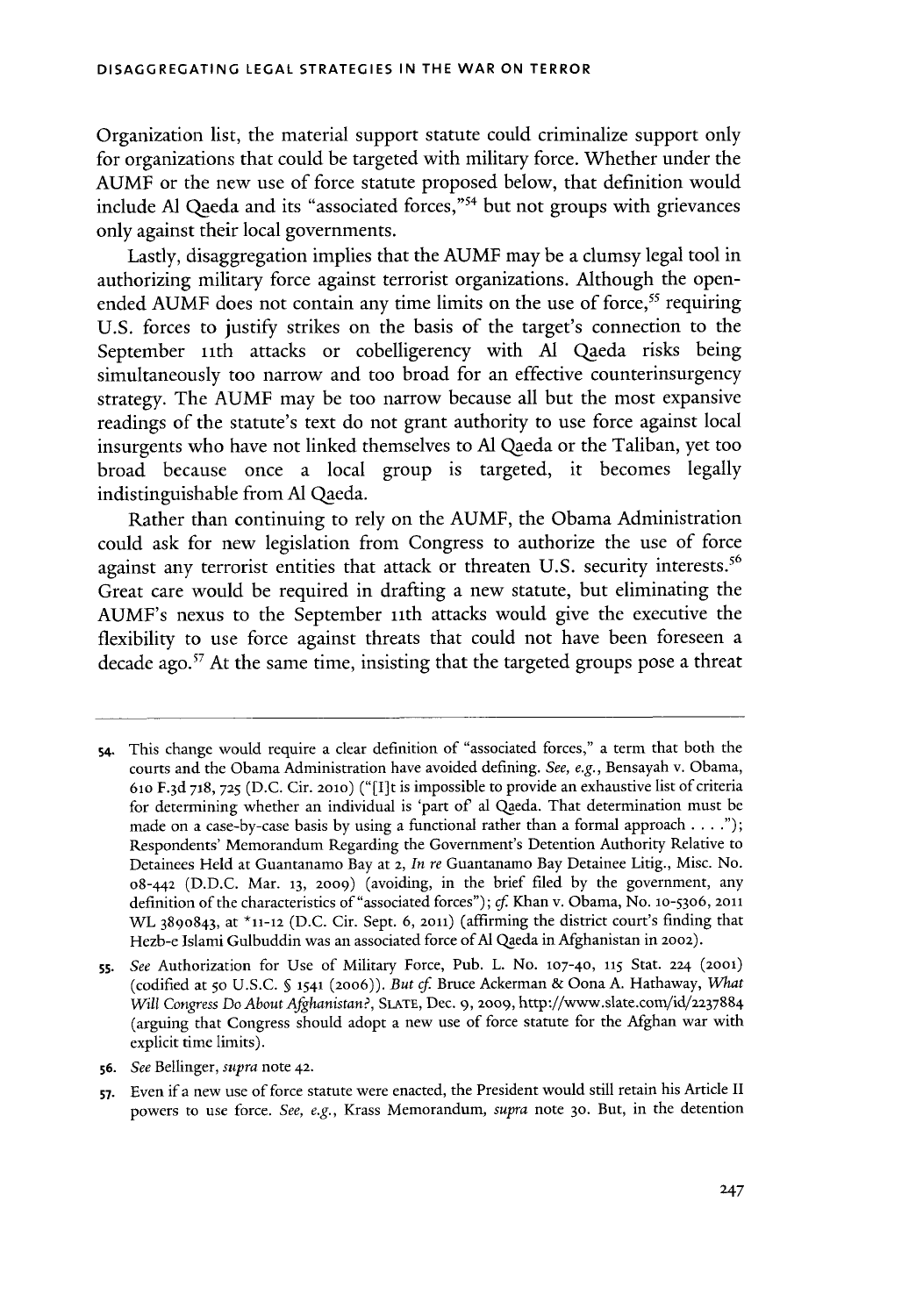Organization list, the material support statute could criminalize support only for organizations that could be targeted with military force. Whether under the AUMF or the new use of force statute proposed below, that definition would include Al Qaeda and its "associated forces,"[54] but not groups with grievances only against their local governments.

Lastly, disaggregation implies that the AUMF may be a clumsy legal tool in authorizing military force against terrorist organizations. Although the open-ended AUMF does not contain any time limits on the use of force,[55] requiring U.S. forces to justify strikes on the basis of the target's connection to the September 11th attacks or cobelligerency with Al Qaeda risks being simultaneously too narrow and too broad for an effective counterinsurgency strategy. The AUMF may be too narrow because all but the most expansive readings of the statute's text do not grant authority to use force against local insurgents who have not linked themselves to Al Qaeda or the Taliban, yet too broad because once a local group is targeted, it becomes legally indistinguishable from Al Qaeda.

Rather than continuing to rely on the AUMF, the Obama Administration could ask for new legislation from Congress to authorize the use of force against any terrorist entities that attack or threaten U.S. security interests.[56] Great care would be required in drafting a new statute, but eliminating the AUMF's nexus to the September 11th attacks would give the executive the flexibility to use force against threats that could not have been foreseen a decade ago.[57] At the same time, insisting that the targeted groups pose a threat

---

54. This change would require a clear definition of "associated forces," a term that both the courts and the Obama Administration have avoided defining. *See, e.g.*, Bensayah v. Obama, 610 F.3d 718, 725 (D.C. Cir. 2010) ("[I]t is impossible to provide an exhaustive list of criteria for determining whether an individual is 'part of' al Qaeda. That determination must be made on a case-by-case basis by using a functional rather than a formal approach . . . ."); Respondents' Memorandum Regarding the Government's Detention Authority Relative to Detainees Held at Guantanamo Bay at 2, *In re* Guantanamo Bay Detainee Litig., Misc. No. 08-442 (D.D.C. Mar. 13, 2009) (avoiding, in the brief filed by the government, any definition of the characteristics of "associated forces"); *cf.* Khan v. Obama, No. 10-5306, 2011 WL 3890843, at *11-12 (D.C. Cir. Sept. 6, 2011) (affirming the district court's finding that Hezb-e Islami Gulbuddin was an associated force of Al Qaeda in Afghanistan in 2002).

55. *See* Authorization for Use of Military Force, Pub. L. No. 107-40, 115 Stat. 224 (2001) (codified at 50 U.S.C. § 1541 (2006)). *But cf.* Bruce Ackerman & Oona A. Hathaway, *What Will Congress Do About Afghanistan?*, SLATE, Dec. 9, 2009, http://www.slate.com/id/2237884 (arguing that Congress should adopt a new use of force statute for the Afghan war with explicit time limits).

56. *See* Bellinger, *supra* note 42.

57. Even if a new use of force statute were enacted, the President would still retain his Article II powers to use force. *See, e.g.*, Krass Memorandum, *supra* note 30. But, in the detention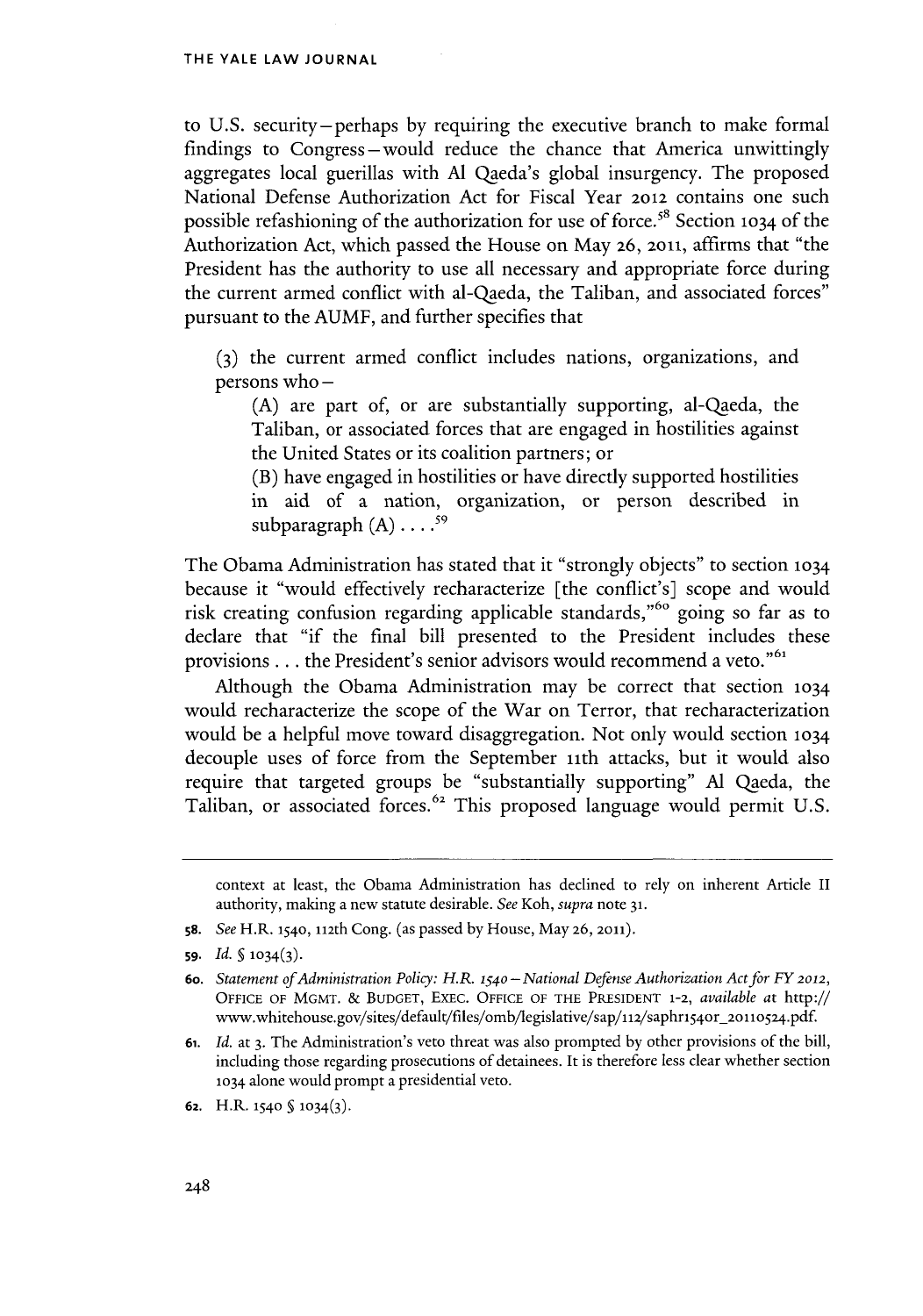to U.S. security—perhaps by requiring the executive branch to make formal findings to Congress—would reduce the chance that America unwittingly aggregates local guerillas with Al Qaeda's global insurgency. The proposed National Defense Authorization Act for Fiscal Year 2012 contains one such possible refashioning of the authorization for use of force.[58] Section 1034 of the Authorization Act, which passed the House on May 26, 2011, affirms that "the President has the authority to use all necessary and appropriate force during the current armed conflict with al-Qaeda, the Taliban, and associated forces" pursuant to the AUMF, and further specifies that

> (3) the current armed conflict includes nations, organizations, and persons who—
>
> (A) are part of, or are substantially supporting, al-Qaeda, the Taliban, or associated forces that are engaged in hostilities against the United States or its coalition partners; or
>
> (B) have engaged in hostilities or have directly supported hostilities in aid of a nation, organization, or person described in subparagraph (A) . . . .[59]

The Obama Administration has stated that it "strongly objects" to section 1034 because it "would effectively recharacterize [the conflict's] scope and would risk creating confusion regarding applicable standards,"[60] going so far as to declare that "if the final bill presented to the President includes these provisions . . . the President's senior advisors would recommend a veto."[61]

Although the Obama Administration may be correct that section 1034 would recharacterize the scope of the War on Terror, that recharacterization would be a helpful move toward disaggregation. Not only would section 1034 decouple uses of force from the September 11th attacks, but it would also require that targeted groups be "substantially supporting" Al Qaeda, the Taliban, or associated forces.[62] This proposed language would permit U.S.

---

context at least, the Obama Administration has declined to rely on inherent Article II authority, making a new statute desirable. *See* Koh, *supra* note 31.

58. *See* H.R. 1540, 112th Cong. (as passed by House, May 26, 2011).

59. *Id.* § 1034(3).

60. *Statement of Administration Policy: H.R. 1540—National Defense Authorization Act for FY 2012*, OFFICE OF MGMT. & BUDGET, EXEC. OFFICE OF THE PRESIDENT 1-2, *available at* http://www.whitehouse.gov/sites/default/files/omb/legislative/sap/112/saphr1540r_20110524.pdf.

61. *Id.* at 3. The Administration's veto threat was also prompted by other provisions of the bill, including those regarding prosecutions of detainees. It is therefore less clear whether section 1034 alone would prompt a presidential veto.

62. H.R. 1540 § 1034(3).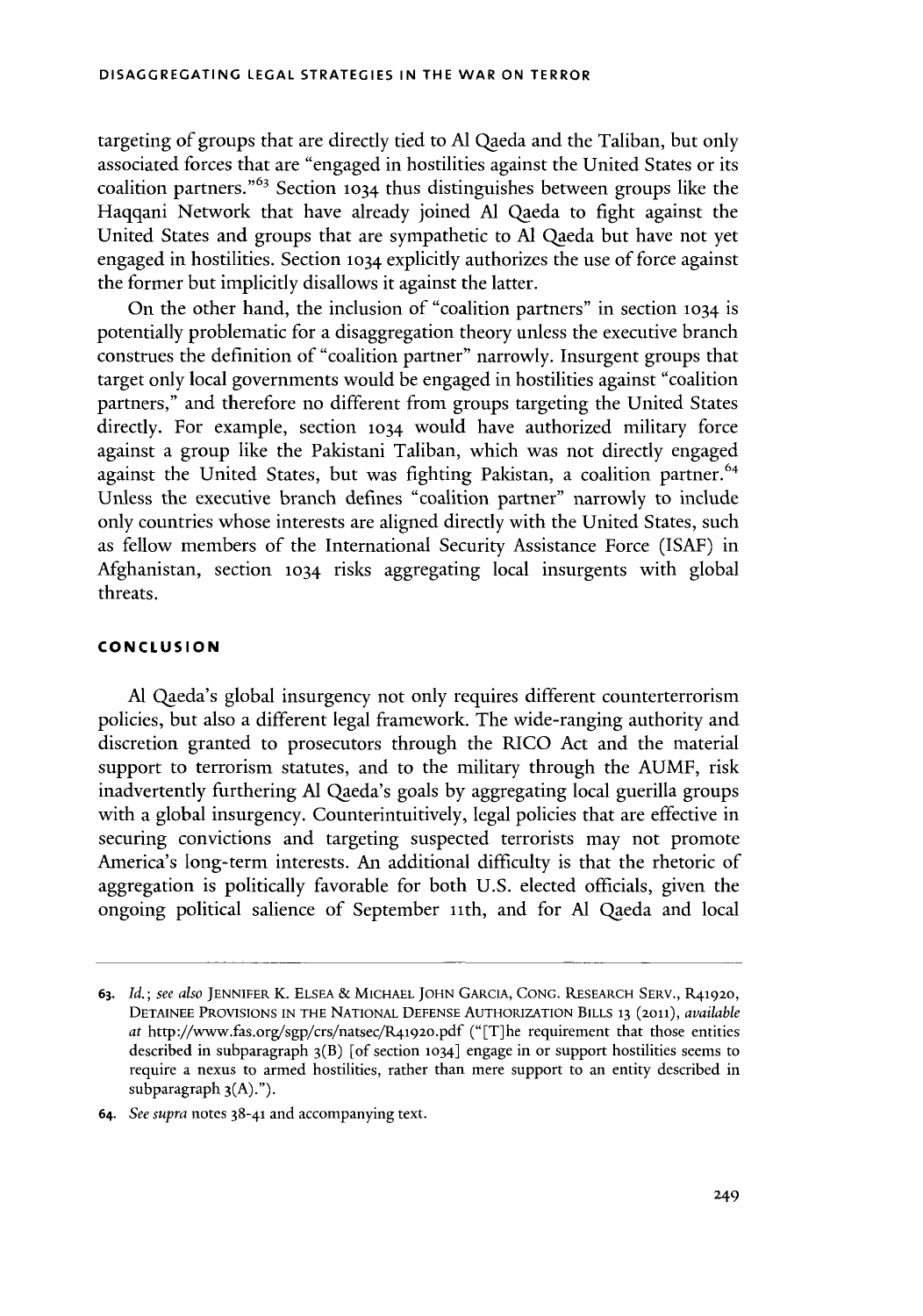targeting of groups that are directly tied to Al Qaeda and the Taliban, but only associated forces that are "engaged in hostilities against the United States or its coalition partners."[63] Section 1034 thus distinguishes between groups like the Haqqani Network that have already joined Al Qaeda to fight against the United States and groups that are sympathetic to Al Qaeda but have not yet engaged in hostilities. Section 1034 explicitly authorizes the use of force against the former but implicitly disallows it against the latter.

On the other hand, the inclusion of "coalition partners" in section 1034 is potentially problematic for a disaggregation theory unless the executive branch construes the definition of "coalition partner" narrowly. Insurgent groups that target only local governments would be engaged in hostilities against "coalition partners," and therefore no different from groups targeting the United States directly. For example, section 1034 would have authorized military force against a group like the Pakistani Taliban, which was not directly engaged against the United States, but was fighting Pakistan, a coalition partner.[64] Unless the executive branch defines "coalition partner" narrowly to include only countries whose interests are aligned directly with the United States, such as fellow members of the International Security Assistance Force (ISAF) in Afghanistan, section 1034 risks aggregating local insurgents with global threats.

## CONCLUSION

Al Qaeda's global insurgency not only requires different counterterrorism policies, but also a different legal framework. The wide-ranging authority and discretion granted to prosecutors through the RICO Act and the material support to terrorism statutes, and to the military through the AUMF, risk inadvertently furthering Al Qaeda's goals by aggregating local guerilla groups with a global insurgency. Counterintuitively, legal policies that are effective in securing convictions and targeting suspected terrorists may not promote America's long-term interests. An additional difficulty is that the rhetoric of aggregation is politically favorable for both U.S. elected officials, given the ongoing political salience of September 11th, and for Al Qaeda and local

---

63. *Id.*; *see also* JENNIFER K. ELSEA & MICHAEL JOHN GARCIA, CONG. RESEARCH SERV., R41920, DETAINEE PROVISIONS IN THE NATIONAL DEFENSE AUTHORIZATION BILLS 13 (2011), *available at* http://www.fas.org/sgp/crs/natsec/R41920.pdf ("[T]he requirement that those entities described in subparagraph 3(B) [of section 1034] engage in or support hostilities seems to require a nexus to armed hostilities, rather than mere support to an entity described in subparagraph 3(A).").

64. *See supra* notes 38-41 and accompanying text.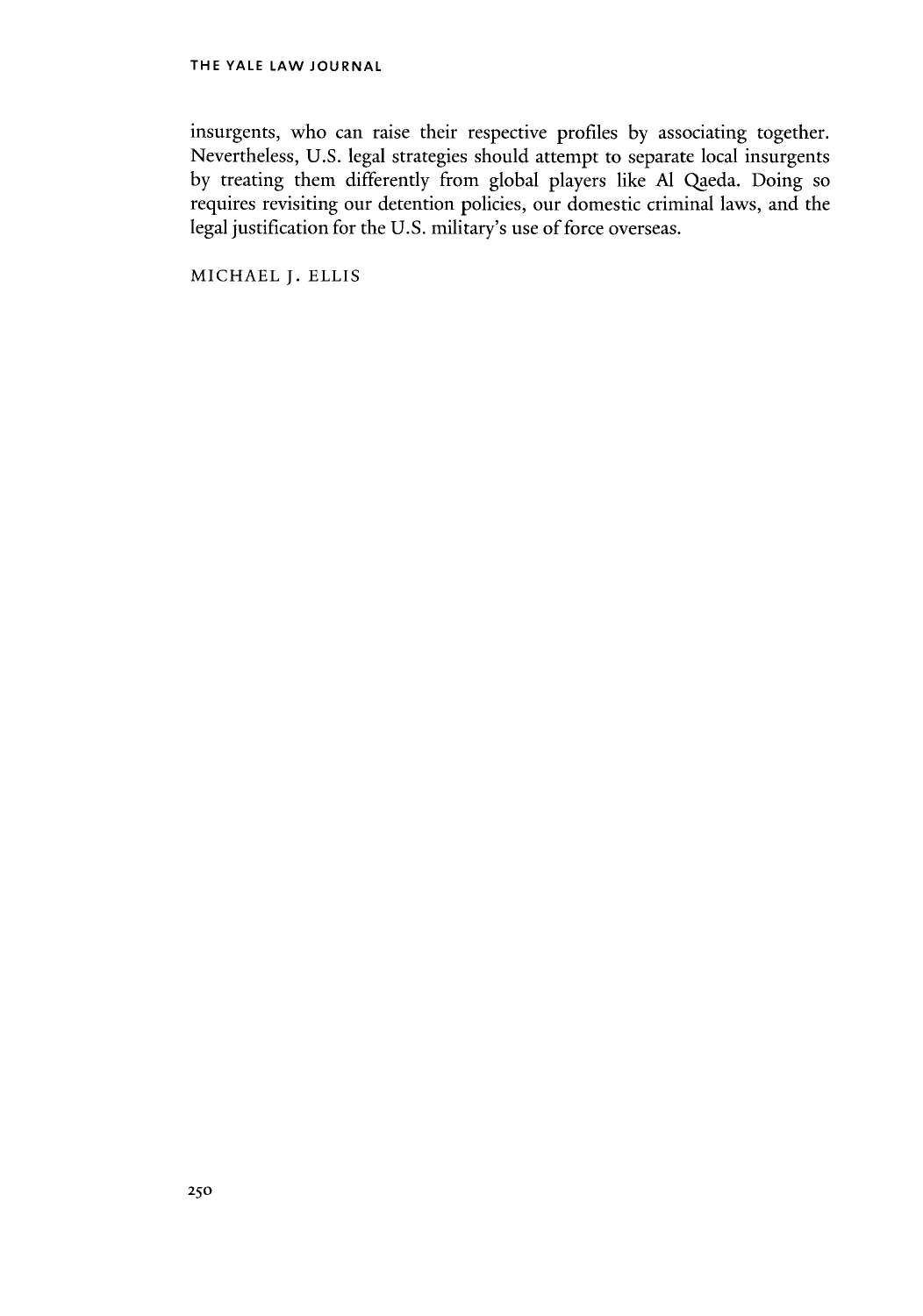insurgents, who can raise their respective profiles by associating together. Nevertheless, U.S. legal strategies should attempt to separate local insurgents by treating them differently from global players like Al Qaeda. Doing so requires revisiting our detention policies, our domestic criminal laws, and the legal justification for the U.S. military's use of force overseas.

MICHAEL J. ELLIS